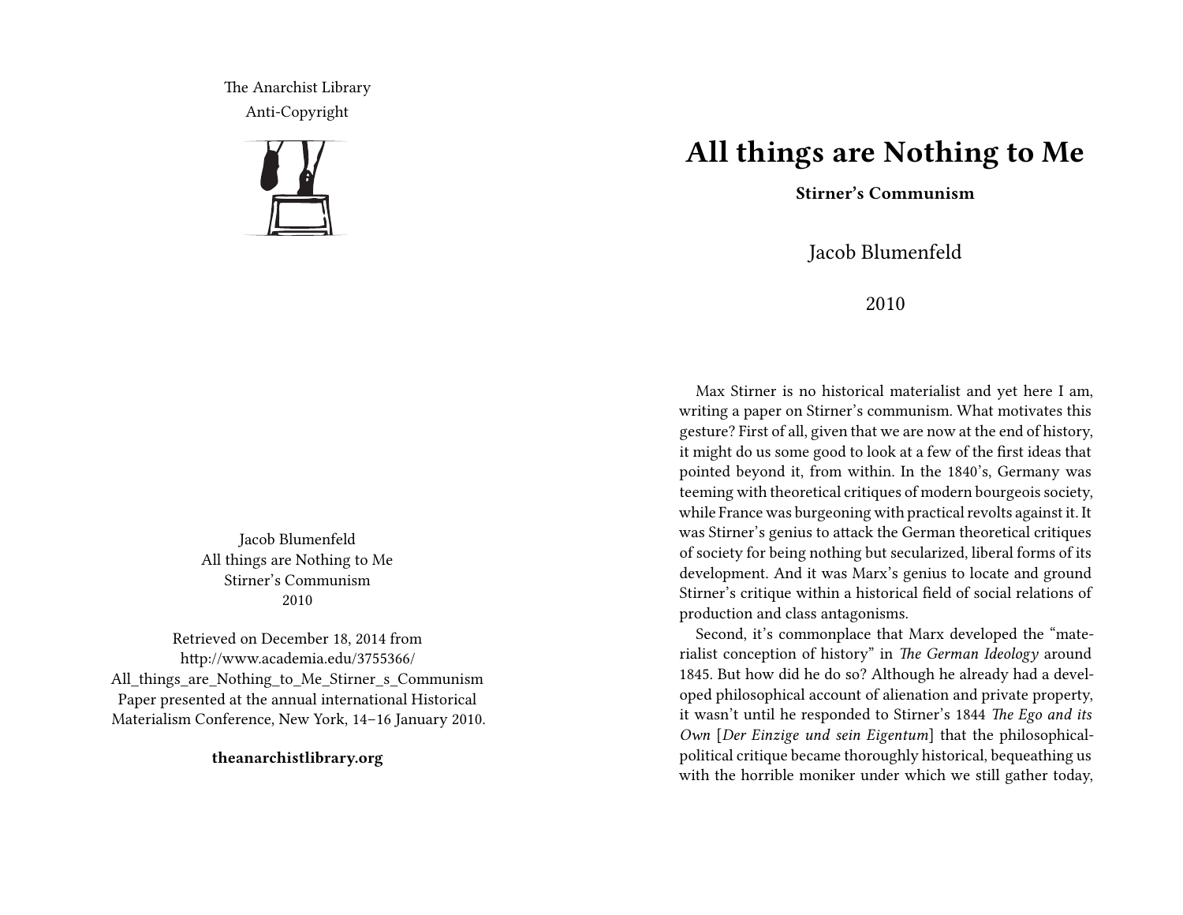The Anarchist Library
Anti-Copyright

Jacob Blumenfeld
All things are Nothing to Me
Stirner's Communism
2010

Retrieved on December 18, 2014 from
http://www.academia.edu/3755366/All_things_are_Nothing_to_Me_Stirner_s_Communism
Paper presented at the annual international Historical Materialism Conference, New York, 14–16 January 2010.

**theanarchistlibrary.org**

# All things are Nothing to Me

**Stirner's Communism**

Jacob Blumenfeld

2010

Max Stirner is no historical materialist and yet here I am, writing a paper on Stirner's communism. What motivates this gesture? First of all, given that we are now at the end of history, it might do us some good to look at a few of the first ideas that pointed beyond it, from within. In the 1840's, Germany was teeming with theoretical critiques of modern bourgeois society, while France was burgeoning with practical revolts against it. It was Stirner's genius to attack the German theoretical critiques of society for being nothing but secularized, liberal forms of its development. And it was Marx's genius to locate and ground Stirner's critique within a historical field of social relations of production and class antagonisms.

Second, it's commonplace that Marx developed the "materialist conception of history" in *The German Ideology* around 1845. But how did he do so? Although he already had a developed philosophical account of alienation and private property, it wasn't until he responded to Stirner's 1844 *The Ego and its Own* [*Der Einzige und sein Eigentum*] that the philosophical-political critique became thoroughly historical, bequeathing us with the horrible moniker under which we still gather today,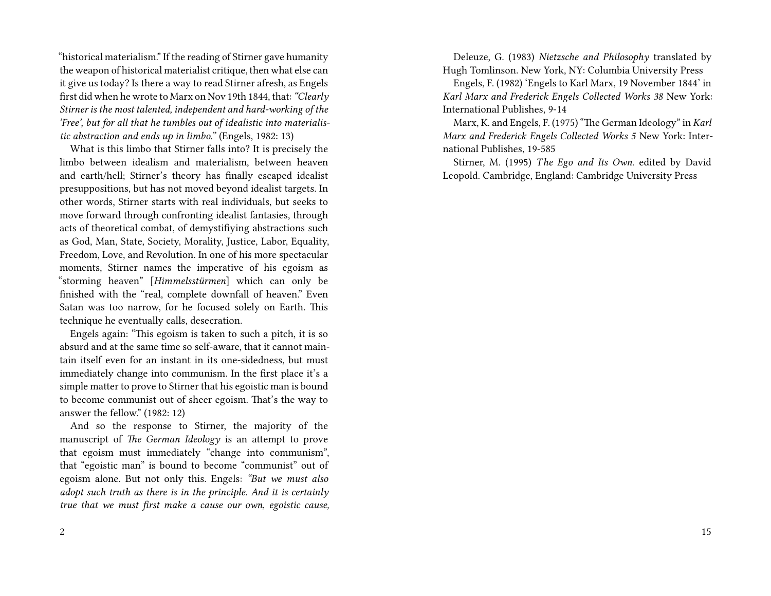"historical materialism." If the reading of Stirner gave humanity the weapon of historical materialist critique, then what else can it give us today? Is there a way to read Stirner afresh, as Engels first did when he wrote to Marx on Nov 19th 1844, that: *"Clearly Stirner is the most talented, independent and hard-working of the 'Free', but for all that he tumbles out of idealistic into materialistic abstraction and ends up in limbo."* (Engels, 1982: 13)

What is this limbo that Stirner falls into? It is precisely the limbo between idealism and materialism, between heaven and earth/hell; Stirner's theory has finally escaped idealist presuppositions, but has not moved beyond idealist targets. In other words, Stirner starts with real individuals, but seeks to move forward through confronting idealist fantasies, through acts of theoretical combat, of demystifiying abstractions such as God, Man, State, Society, Morality, Justice, Labor, Equality, Freedom, Love, and Revolution. In one of his more spectacular moments, Stirner names the imperative of his egoism as "storming heaven" [*Himmelsstürmen*] which can only be finished with the "real, complete downfall of heaven." Even Satan was too narrow, for he focused solely on Earth. This technique he eventually calls, desecration.

Engels again: "This egoism is taken to such a pitch, it is so absurd and at the same time so self-aware, that it cannot maintain itself even for an instant in its one-sidedness, but must immediately change into communism. In the first place it's a simple matter to prove to Stirner that his egoistic man is bound to become communist out of sheer egoism. That's the way to answer the fellow." (1982: 12)

And so the response to Stirner, the majority of the manuscript of *The German Ideology* is an attempt to prove that egoism must immediately "change into communism", that "egoistic man" is bound to become "communist" out of egoism alone. But not only this. Engels: *"But we must also adopt such truth as there is in the principle. And it is certainly true that we must first make a cause our own, egoistic cause,*

Deleuze, G. (1983) *Nietzsche and Philosophy* translated by Hugh Tomlinson. New York, NY: Columbia University Press

Engels, F. (1982) 'Engels to Karl Marx, 19 November 1844' in *Karl Marx and Frederick Engels Collected Works 38* New York: International Publishes, 9-14

Marx, K. and Engels, F. (1975) "The German Ideology" in *Karl Marx and Frederick Engels Collected Works 5* New York: International Publishes, 19-585

Stirner, M. (1995) *The Ego and Its Own.* edited by David Leopold. Cambridge, England: Cambridge University Press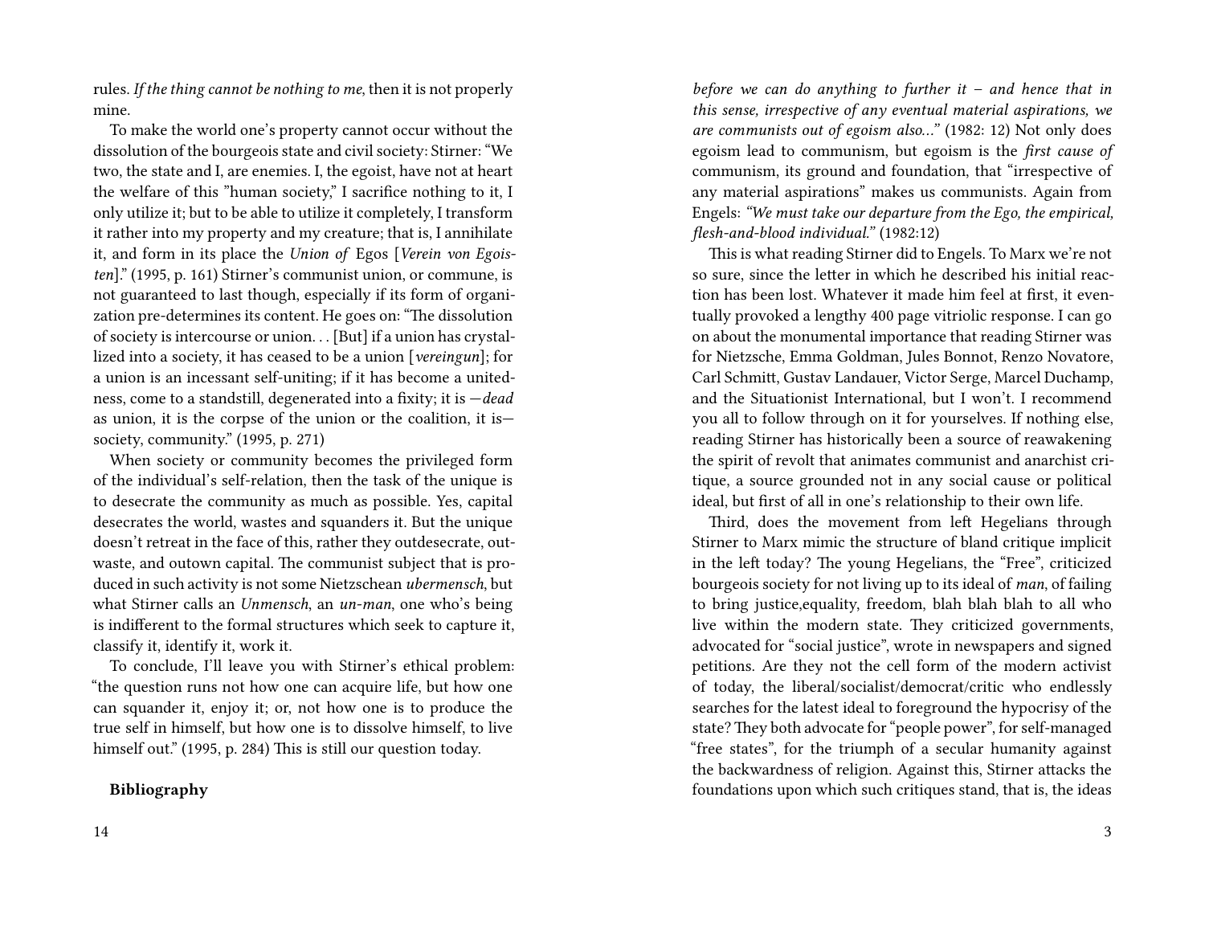rules. *If the thing cannot be nothing to me*, then it is not properly mine.

To make the world one's property cannot occur without the dissolution of the bourgeois state and civil society: Stirner: "We two, the state and I, are enemies. I, the egoist, have not at heart the welfare of this "human society," I sacrifice nothing to it, I only utilize it; but to be able to utilize it completely, I transform it rather into my property and my creature; that is, I annihilate it, and form in its place the *Union of* Egos [*Verein von Egoisten*]." (1995, p. 161) Stirner's communist union, or commune, is not guaranteed to last though, especially if its form of organization pre-determines its content. He goes on: "The dissolution of society is intercourse or union. . . [But] if a union has crystallized into a society, it has ceased to be a union [*vereingun*]; for a union is an incessant self-uniting; if it has become a unitedness, come to a standstill, degenerated into a fixity; it is —*dead* as union, it is the corpse of the union or the coalition, it is—society, community." (1995, p. 271)

When society or community becomes the privileged form of the individual's self-relation, then the task of the unique is to desecrate the community as much as possible. Yes, capital desecrates the world, wastes and squanders it. But the unique doesn't retreat in the face of this, rather they outdesecrate, outwaste, and outown capital. The communist subject that is produced in such activity is not some Nietzschean *ubermensch*, but what Stirner calls an *Unmensch*, an *un-man*, one who's being is indifferent to the formal structures which seek to capture it, classify it, identify it, work it.

To conclude, I'll leave you with Stirner's ethical problem: "the question runs not how one can acquire life, but how one can squander it, enjoy it; or, not how one is to produce the true self in himself, but how one is to dissolve himself, to live himself out." (1995, p. 284) This is still our question today.

**Bibliography**

*before we can do anything to further it – and hence that in this sense, irrespective of any eventual material aspirations, we are communists out of egoism also…*" (1982: 12) Not only does egoism lead to communism, but egoism is the *first cause of* communism, its ground and foundation, that "irrespective of any material aspirations" makes us communists. Again from Engels: *"We must take our departure from the Ego, the empirical, flesh-and-blood individual."* (1982:12)

This is what reading Stirner did to Engels. To Marx we're not so sure, since the letter in which he described his initial reaction has been lost. Whatever it made him feel at first, it eventually provoked a lengthy 400 page vitriolic response. I can go on about the monumental importance that reading Stirner was for Nietzsche, Emma Goldman, Jules Bonnot, Renzo Novatore, Carl Schmitt, Gustav Landauer, Victor Serge, Marcel Duchamp, and the Situationist International, but I won't. I recommend you all to follow through on it for yourselves. If nothing else, reading Stirner has historically been a source of reawakening the spirit of revolt that animates communist and anarchist critique, a source grounded not in any social cause or political ideal, but first of all in one's relationship to their own life.

Third, does the movement from left Hegelians through Stirner to Marx mimic the structure of bland critique implicit in the left today? The young Hegelians, the "Free", criticized bourgeois society for not living up to its ideal of *man*, of failing to bring justice,equality, freedom, blah blah blah to all who live within the modern state. They criticized governments, advocated for "social justice", wrote in newspapers and signed petitions. Are they not the cell form of the modern activist of today, the liberal/socialist/democrat/critic who endlessly searches for the latest ideal to foreground the hypocrisy of the state? They both advocate for "people power", for self-managed "free states", for the triumph of a secular humanity against the backwardness of religion. Against this, Stirner attacks the foundations upon which such critiques stand, that is, the ideas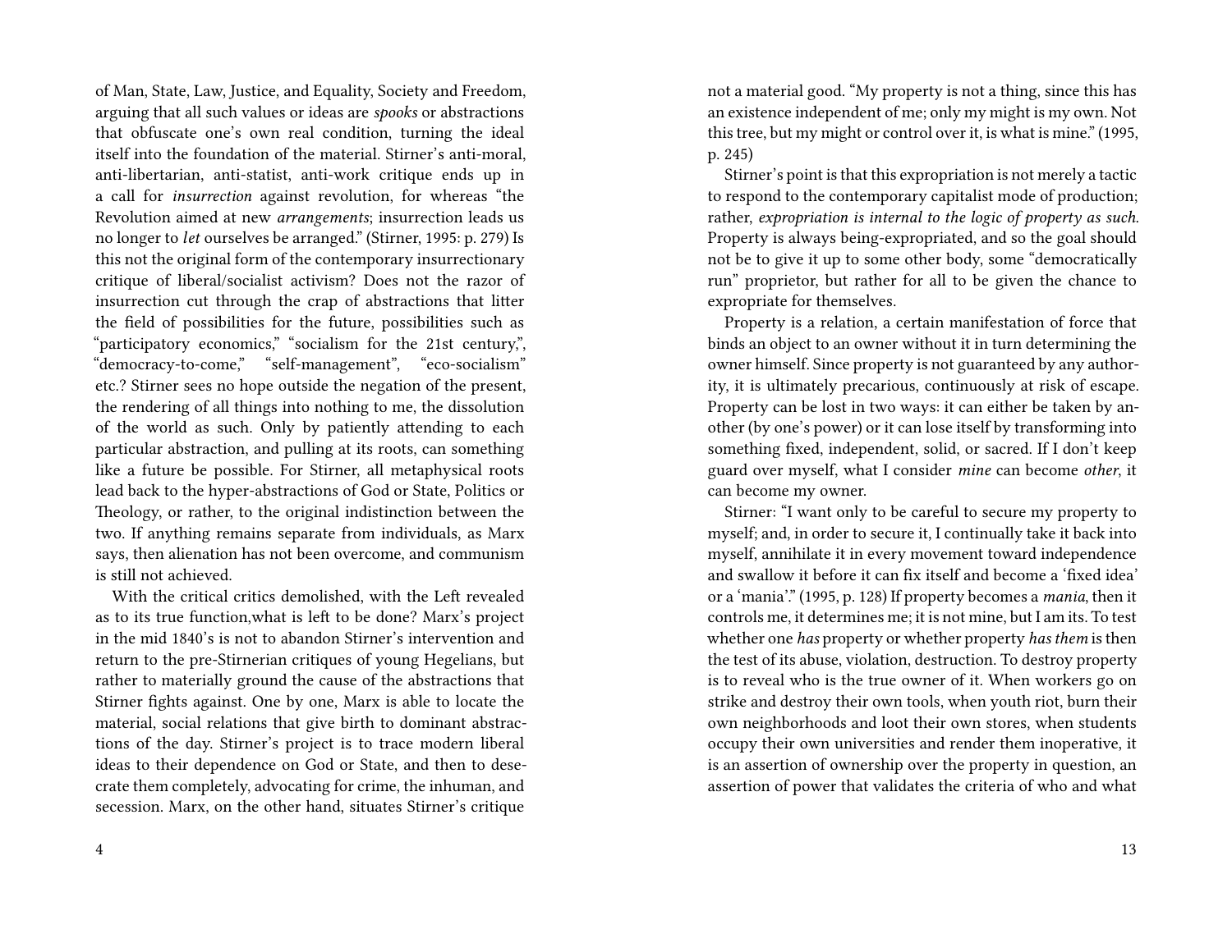of Man, State, Law, Justice, and Equality, Society and Freedom, arguing that all such values or ideas are *spooks* or abstractions that obfuscate one's own real condition, turning the ideal itself into the foundation of the material. Stirner's anti-moral, anti-libertarian, anti-statist, anti-work critique ends up in a call for *insurrection* against revolution, for whereas "the Revolution aimed at new *arrangements*; insurrection leads us no longer to *let* ourselves be arranged." (Stirner, 1995: p. 279) Is this not the original form of the contemporary insurrectionary critique of liberal/socialist activism? Does not the razor of insurrection cut through the crap of abstractions that litter the field of possibilities for the future, possibilities such as "participatory economics," "socialism for the 21st century,", "democracy-to-come," "self-management", "eco-socialism" etc.? Stirner sees no hope outside the negation of the present, the rendering of all things into nothing to me, the dissolution of the world as such. Only by patiently attending to each particular abstraction, and pulling at its roots, can something like a future be possible. For Stirner, all metaphysical roots lead back to the hyper-abstractions of God or State, Politics or Theology, or rather, to the original indistinction between the two. If anything remains separate from individuals, as Marx says, then alienation has not been overcome, and communism is still not achieved.

With the critical critics demolished, with the Left revealed as to its true function,what is left to be done? Marx's project in the mid 1840's is not to abandon Stirner's intervention and return to the pre-Stirnerian critiques of young Hegelians, but rather to materially ground the cause of the abstractions that Stirner fights against. One by one, Marx is able to locate the material, social relations that give birth to dominant abstractions of the day. Stirner's project is to trace modern liberal ideas to their dependence on God or State, and then to desecrate them completely, advocating for crime, the inhuman, and secession. Marx, on the other hand, situates Stirner's critique

not a material good. "My property is not a thing, since this has an existence independent of me; only my might is my own. Not this tree, but my might or control over it, is what is mine." (1995, p. 245)

Stirner's point is that this expropriation is not merely a tactic to respond to the contemporary capitalist mode of production; rather, *expropriation is internal to the logic of property as such*. Property is always being-expropriated, and so the goal should not be to give it up to some other body, some "democratically run" proprietor, but rather for all to be given the chance to expropriate for themselves.

Property is a relation, a certain manifestation of force that binds an object to an owner without it in turn determining the owner himself. Since property is not guaranteed by any authority, it is ultimately precarious, continuously at risk of escape. Property can be lost in two ways: it can either be taken by another (by one's power) or it can lose itself by transforming into something fixed, independent, solid, or sacred. If I don't keep guard over myself, what I consider *mine* can become *other*, it can become my owner.

Stirner: "I want only to be careful to secure my property to myself; and, in order to secure it, I continually take it back into myself, annihilate it in every movement toward independence and swallow it before it can fix itself and become a 'fixed idea' or a 'mania'." (1995, p. 128) If property becomes a *mania*, then it controls me, it determines me; it is not mine, but I am its. To test whether one *has* property or whether property *has them* is then the test of its abuse, violation, destruction. To destroy property is to reveal who is the true owner of it. When workers go on strike and destroy their own tools, when youth riot, burn their own neighborhoods and loot their own stores, when students occupy their own universities and render them inoperative, it is an assertion of ownership over the property in question, an assertion of power that validates the criteria of who and what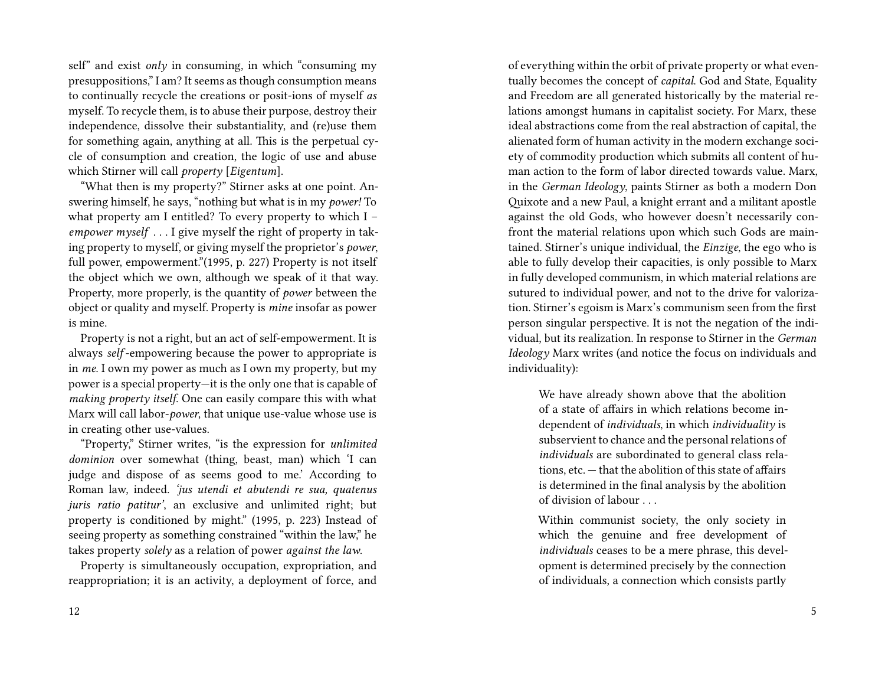self" and exist *only* in consuming, in which "consuming my presuppositions," I am? It seems as though consumption means to continually recycle the creations or posit-ions of myself *as* myself. To recycle them, is to abuse their purpose, destroy their independence, dissolve their substantiality, and (re)use them for something again, anything at all. This is the perpetual cycle of consumption and creation, the logic of use and abuse which Stirner will call *property* [*Eigentum*].

"What then is my property?" Stirner asks at one point. Answering himself, he says, "nothing but what is in my *power!* To what property am I entitled? To every property to which I – *empower myself* . . . I give myself the right of property in taking property to myself, or giving myself the proprietor's *power*, full power, empowerment."(1995, p. 227) Property is not itself the object which we own, although we speak of it that way. Property, more properly, is the quantity of *power* between the object or quality and myself. Property is *mine* insofar as power is mine.

Property is not a right, but an act of self-empowerment. It is always *self*-empowering because the power to appropriate is in *me*. I own my power as much as I own my property, but my power is a special property—it is the only one that is capable of *making property itself*. One can easily compare this with what Marx will call labor-*power*, that unique use-value whose use is in creating other use-values.

"Property," Stirner writes, "is the expression for *unlimited dominion* over somewhat (thing, beast, man) which 'I can judge and dispose of as seems good to me.' According to Roman law, indeed. *'jus utendi et abutendi re sua, quatenus juris ratio patitur'*, an exclusive and unlimited right; but property is conditioned by might." (1995, p. 223) Instead of seeing property as something constrained "within the law," he takes property *solely* as a relation of power *against the law*.

Property is simultaneously occupation, expropriation, and reappropriation; it is an activity, a deployment of force, and

of everything within the orbit of private property or what eventually becomes the concept of *capital*. God and State, Equality and Freedom are all generated historically by the material relations amongst humans in capitalist society. For Marx, these ideal abstractions come from the real abstraction of capital, the alienated form of human activity in the modern exchange society of commodity production which submits all content of human action to the form of labor directed towards value. Marx, in the *German Ideology*, paints Stirner as both a modern Don Quixote and a new Paul, a knight errant and a militant apostle against the old Gods, who however doesn't necessarily confront the material relations upon which such Gods are maintained. Stirner's unique individual, the *Einzige*, the ego who is able to fully develop their capacities, is only possible to Marx in fully developed communism, in which material relations are sutured to individual power, and not to the drive for valorization. Stirner's egoism is Marx's communism seen from the first person singular perspective. It is not the negation of the individual, but its realization. In response to Stirner in the *German Ideology* Marx writes (and notice the focus on individuals and individuality):

> We have already shown above that the abolition of a state of affairs in which relations become independent of *individuals*, in which *individuality* is subservient to chance and the personal relations of *individuals* are subordinated to general class relations, etc. — that the abolition of this state of affairs is determined in the final analysis by the abolition of division of labour . . .
>
> Within communist society, the only society in which the genuine and free development of *individuals* ceases to be a mere phrase, this development is determined precisely by the connection of individuals, a connection which consists partly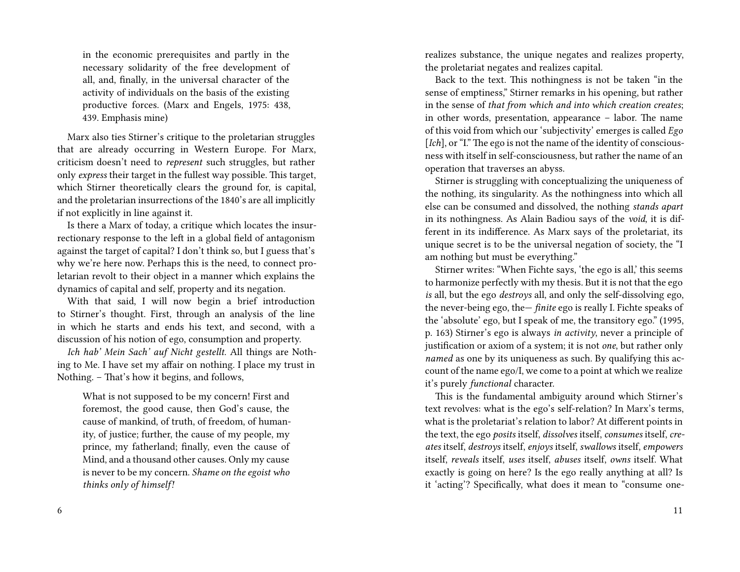> in the economic prerequisites and partly in the necessary solidarity of the free development of all, and, finally, in the universal character of the activity of individuals on the basis of the existing productive forces. (Marx and Engels, 1975: 438, 439. Emphasis mine)

Marx also ties Stirner's critique to the proletarian struggles that are already occurring in Western Europe. For Marx, criticism doesn't need to *represent* such struggles, but rather only *express* their target in the fullest way possible. This target, which Stirner theoretically clears the ground for, is capital, and the proletarian insurrections of the 1840's are all implicitly if not explicitly in line against it.

Is there a Marx of today, a critique which locates the insurrectionary response to the left in a global field of antagonism against the target of capital? I don't think so, but I guess that's why we're here now. Perhaps this is the need, to connect proletarian revolt to their object in a manner which explains the dynamics of capital and self, property and its negation.

With that said, I will now begin a brief introduction to Stirner's thought. First, through an analysis of the line in which he starts and ends his text, and second, with a discussion of his notion of ego, consumption and property.

*Ich hab' Mein Sach' auf Nicht gestellt.* All things are Nothing to Me. I have set my affair on nothing. I place my trust in Nothing. – That's how it begins, and follows,

> What is not supposed to be my concern! First and foremost, the good cause, then God's cause, the cause of mankind, of truth, of freedom, of humanity, of justice; further, the cause of my people, my prince, my fatherland; finally, even the cause of Mind, and a thousand other causes. Only my cause is never to be my concern. *Shame on the egoist who thinks only of himself!*

realizes substance, the unique negates and realizes property, the proletariat negates and realizes capital.

Back to the text. This nothingness is not be taken "in the sense of emptiness," Stirner remarks in his opening, but rather in the sense of *that from which and into which creation creates*; in other words, presentation, appearance – labor. The name of this void from which our 'subjectivity' emerges is called *Ego* [*Ich*], or "I." The ego is not the name of the identity of consciousness with itself in self-consciousness, but rather the name of an operation that traverses an abyss.

Stirner is struggling with conceptualizing the uniqueness of the nothing, its singularity. As the nothingness into which all else can be consumed and dissolved, the nothing *stands apart* in its nothingness. As Alain Badiou says of the *void*, it is different in its indifference. As Marx says of the proletariat, its unique secret is to be the universal negation of society, the "I am nothing but must be everything."

Stirner writes: "When Fichte says, 'the ego is all,' this seems to harmonize perfectly with my thesis. But it is not that the ego *is* all, but the ego *destroys* all, and only the self-dissolving ego, the never-being ego, the— *finite* ego is really I. Fichte speaks of the 'absolute' ego, but I speak of me, the transitory ego." (1995, p. 163) Stirner's ego is always *in activity*, never a principle of justification or axiom of a system; it is not *one*, but rather only *named* as one by its uniqueness as such. By qualifying this account of the name ego/I, we come to a point at which we realize it's purely *functional* character.

This is the fundamental ambiguity around which Stirner's text revolves: what is the ego's self-relation? In Marx's terms, what is the proletariat's relation to labor? At different points in the text, the ego *posits* itself, *dissolves* itself, *consumes* itself, *creates* itself, *destroys* itself, *enjoys* itself, *swallows* itself, *empowers* itself, *reveals* itself, *uses* itself, *abuses* itself, *owns* itself. What exactly is going on here? Is the ego really anything at all? Is it 'acting'? Specifically, what does it mean to "consume one-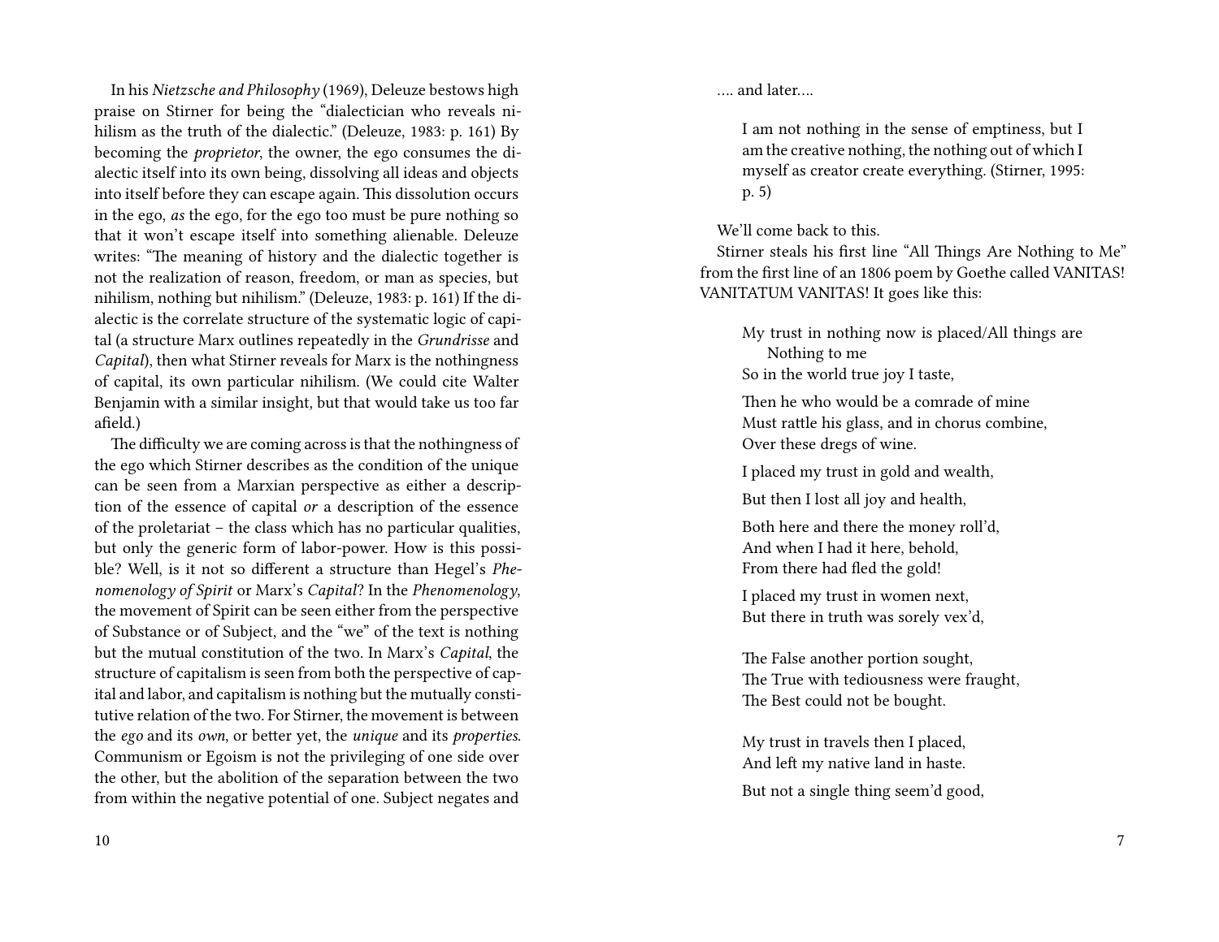In his *Nietzsche and Philosophy* (1969), Deleuze bestows high praise on Stirner for being the "dialectician who reveals nihilism as the truth of the dialectic." (Deleuze, 1983: p. 161) By becoming the *proprietor*, the owner, the ego consumes the dialectic itself into its own being, dissolving all ideas and objects into itself before they can escape again. This dissolution occurs in the ego, *as* the ego, for the ego too must be pure nothing so that it won't escape itself into something alienable. Deleuze writes: "The meaning of history and the dialectic together is not the realization of reason, freedom, or man as species, but nihilism, nothing but nihilism." (Deleuze, 1983: p. 161) If the dialectic is the correlate structure of the systematic logic of capital (a structure Marx outlines repeatedly in the *Grundrisse* and *Capital*), then what Stirner reveals for Marx is the nothingness of capital, its own particular nihilism. (We could cite Walter Benjamin with a similar insight, but that would take us too far afield.)

The difficulty we are coming across is that the nothingness of the ego which Stirner describes as the condition of the unique can be seen from a Marxian perspective as either a description of the essence of capital *or* a description of the essence of the proletariat – the class which has no particular qualities, but only the generic form of labor-power. How is this possible? Well, is it not so different a structure than Hegel's *Phenomenology of Spirit* or Marx's *Capital*? In the *Phenomenology*, the movement of Spirit can be seen either from the perspective of Substance or of Subject, and the "we" of the text is nothing but the mutual constitution of the two. In Marx's *Capital*, the structure of capitalism is seen from both the perspective of capital and labor, and capitalism is nothing but the mutually constitutive relation of the two. For Stirner, the movement is between the *ego* and its *own*, or better yet, the *unique* and its *properties*. Communism or Egoism is not the privileging of one side over the other, but the abolition of the separation between the two from within the negative potential of one. Subject negates and

…. and later….

> I am not nothing in the sense of emptiness, but I am the creative nothing, the nothing out of which I myself as creator create everything. (Stirner, 1995: p. 5)

We'll come back to this.

Stirner steals his first line "All Things Are Nothing to Me" from the first line of an 1806 poem by Goethe called VANITAS! VANITATUM VANITAS! It goes like this:

> My trust in nothing now is placed/All things are Nothing to me
> So in the world true joy I taste,
>
> Then he who would be a comrade of mine
> Must rattle his glass, and in chorus combine,
> Over these dregs of wine.
>
> I placed my trust in gold and wealth,
>
> But then I lost all joy and health,
>
> Both here and there the money roll'd,
> And when I had it here, behold,
> From there had fled the gold!
>
> I placed my trust in women next,
> But there in truth was sorely vex'd,
>
> The False another portion sought,
> The True with tediousness were fraught,
> The Best could not be bought.
>
> My trust in travels then I placed,
> And left my native land in haste.
>
> But not a single thing seem'd good,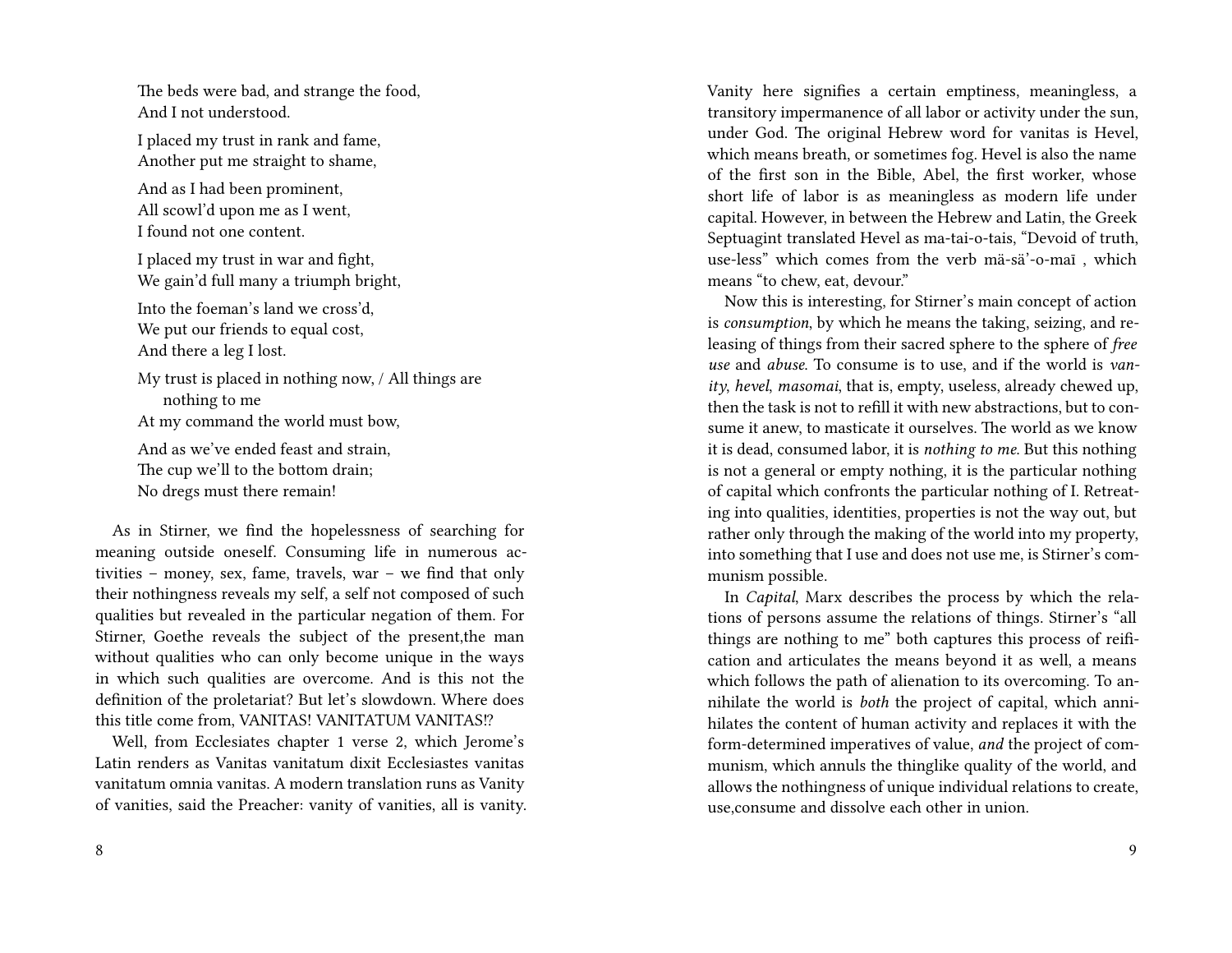The beds were bad, and strange the food,
And I not understood.

I placed my trust in rank and fame,
Another put me straight to shame,

And as I had been prominent,
All scowl'd upon me as I went,
I found not one content.

I placed my trust in war and fight,
We gain'd full many a triumph bright,

Into the foeman's land we cross'd,
We put our friends to equal cost,
And there a leg I lost.

My trust is placed in nothing now, / All things are nothing to me
At my command the world must bow,

And as we've ended feast and strain,
The cup we'll to the bottom drain;
No dregs must there remain!

As in Stirner, we find the hopelessness of searching for meaning outside oneself. Consuming life in numerous activities – money, sex, fame, travels, war – we find that only their nothingness reveals my self, a self not composed of such qualities but revealed in the particular negation of them. For Stirner, Goethe reveals the subject of the present,the man without qualities who can only become unique in the ways in which such qualities are overcome. And is this not the definition of the proletariat? But let's slowdown. Where does this title come from, VANITAS! VANITATUM VANITAS!?

Well, from Ecclesiates chapter 1 verse 2, which Jerome's Latin renders as Vanitas vanitatum dixit Ecclesiastes vanitas vanitatum omnia vanitas. A modern translation runs as Vanity of vanities, said the Preacher: vanity of vanities, all is vanity. Vanity here signifies a certain emptiness, meaningless, a transitory impermanence of all labor or activity under the sun, under God. The original Hebrew word for vanitas is Hevel, which means breath, or sometimes fog. Hevel is also the name of the first son in the Bible, Abel, the first worker, whose short life of labor is as meaningless as modern life under capital. However, in between the Hebrew and Latin, the Greek Septuagint translated Hevel as ma-tai-o-tais, "Devoid of truth, use-less" which comes from the verb mä-sä'-o-maī , which means "to chew, eat, devour."

Now this is interesting, for Stirner's main concept of action is *consumption*, by which he means the taking, seizing, and releasing of things from their sacred sphere to the sphere of *free use* and *abuse*. To consume is to use, and if the world is *vanity*, *hevel*, *masomai*, that is, empty, useless, already chewed up, then the task is not to refill it with new abstractions, but to consume it anew, to masticate it ourselves. The world as we know it is dead, consumed labor, it is *nothing to me*. But this nothing is not a general or empty nothing, it is the particular nothing of capital which confronts the particular nothing of I. Retreating into qualities, identities, properties is not the way out, but rather only through the making of the world into my property, into something that I use and does not use me, is Stirner's communism possible.

In *Capital*, Marx describes the process by which the relations of persons assume the relations of things. Stirner's "all things are nothing to me" both captures this process of reification and articulates the means beyond it as well, a means which follows the path of alienation to its overcoming. To annihilate the world is *both* the project of capital, which annihilates the content of human activity and replaces it with the form-determined imperatives of value, *and* the project of communism, which annuls the thinglike quality of the world, and allows the nothingness of unique individual relations to create, use,consume and dissolve each other in union.